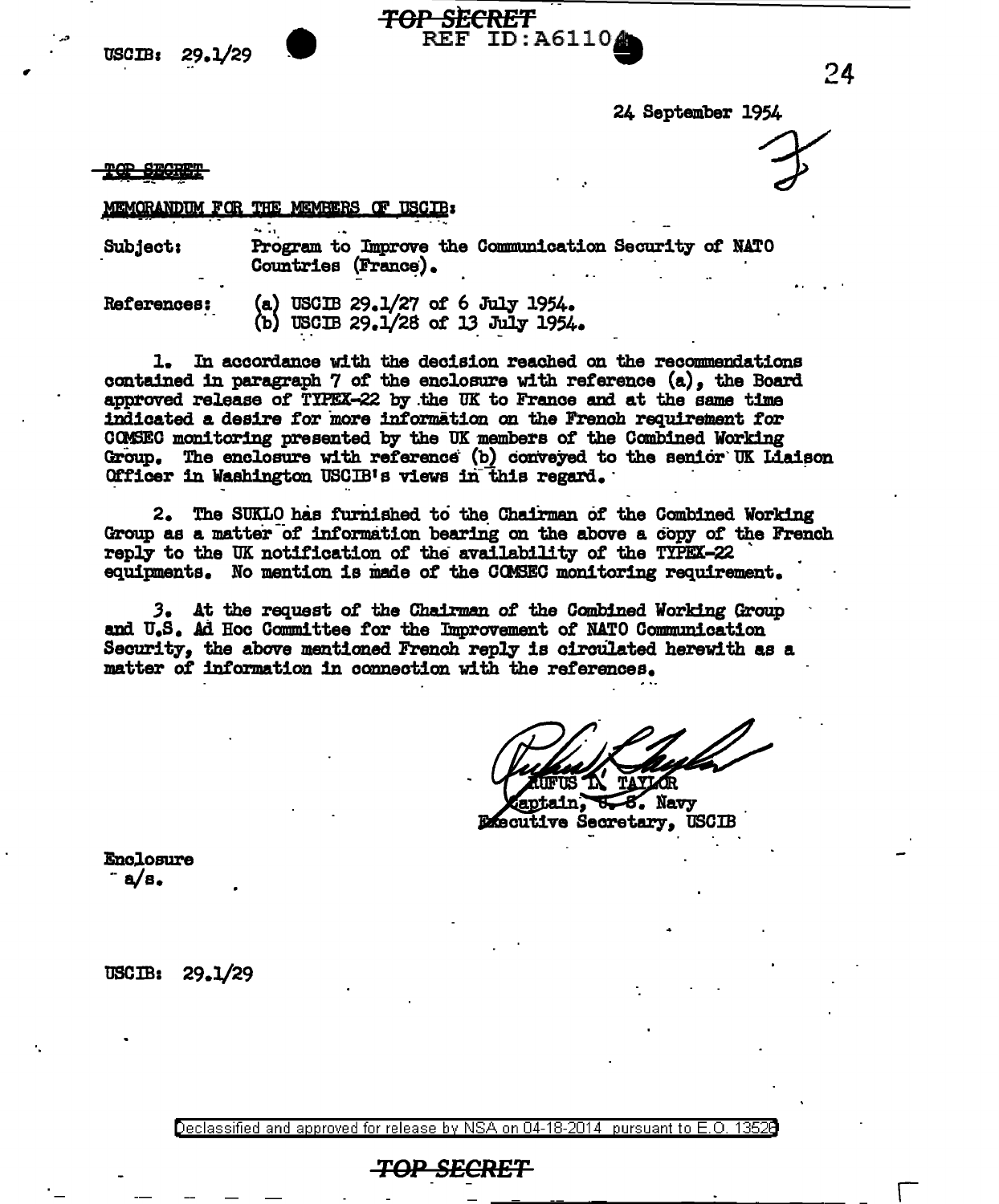USCIB: 29.1/29

24 September 1954

~~TOP SECRET~~

MEMORANDUM FOR THE MEMBERS OF USCIB:

Subject: Program to Improve the Communication Security of NATO Countries (France).

References: (a) USCIB 29.1/27 of 6 July 1954.
(b) USCIB 29.1/28 of 13 July 1954.

1. In accordance with the decision reached on the recommendations contained in paragraph 7 of the enclosure with reference (a), the Board approved release of TYPEX-22 by the UK to France and at the same time indicated a desire for more information on the French requirement for COMSEC monitoring presented by the UK members of the Combined Working Group. The enclosure with reference (b) conveyed to the senior UK Liaison Officer in Washington USCIB's views in this regard.

2. The SUKLO has furnished to the Chairman of the Combined Working Group as a matter of information bearing on the above a copy of the French reply to the UK notification of the availability of the TYPEX-22 equipments. No mention is made of the COMSEC monitoring requirement.

3. At the request of the Chairman of the Combined Working Group and U.S. Ad Hoc Committee for the Improvement of NATO Communication Security, the above mentioned French reply is circulated herewith as a matter of information in connection with the references.

RUFUS L. TAYLOR
Captain, U. S. Navy
Executive Secretary, USCIB

Enclosure
a/s.

USCIB: 29.1/29

Declassified and approved for release by NSA on 04-18-2014 pursuant to E.O. 13526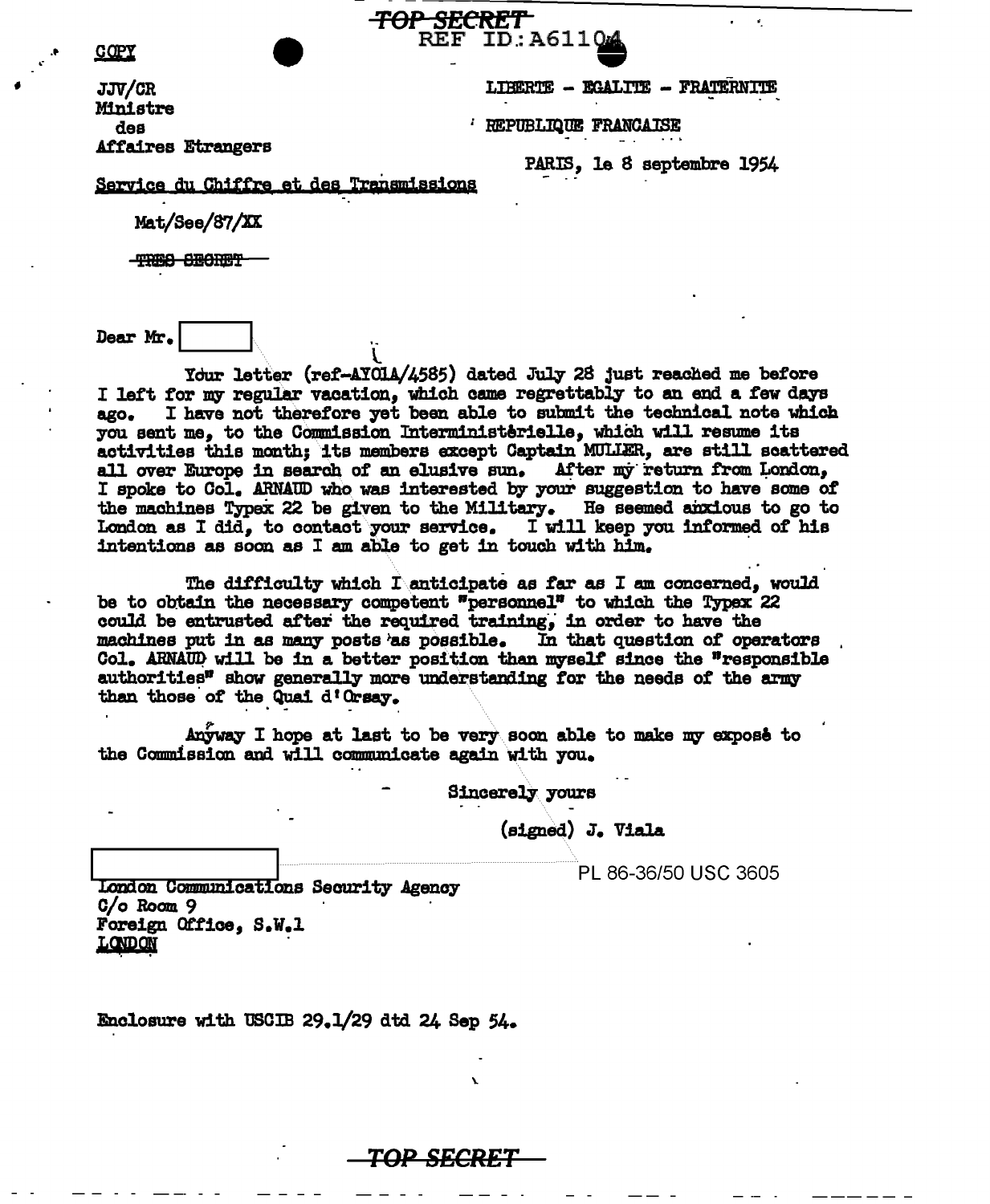TOP SECRET
REF ID:A61104

COPY

JJV/CR
Ministre
des
Affaires Etrangers

LIBERTE - EGALITE - FRATERNITE

REPUBLIQUE FRANCAISE

PARIS, le 8 septembre 1954

Service du Chiffre et des Transmissions

Mat/See/87/XX

~~TRES SECRET~~

Dear Mr. [redacted]

Your letter (ref-AYOlA/4585) dated July 28 just reached me before I left for my regular vacation, which came regrettably to an end a few days ago. I have not therefore yet been able to submit the technical note which you sent me, to the Commission Interministèrielle, which will resume its activities this month; its members except Captain MULLER, are still scattered all over Europe in search of an elusive sun. After my return from London, I spoke to Col. ARNAUD who was interested by your suggestion to have some of the machines Typex 22 be given to the Military. He seemed anxious to go to London as I did, to contact your service. I will keep you informed of his intentions as soon as I am able to get in touch with him.

The difficulty which I anticipate as far as I am concerned, would be to obtain the necessary competent "personnel" to which the Typex 22 could be entrusted after the required training, in order to have the machines put in as many posts as possible. In that question of operators Col. ARNAUD will be in a better position than myself since the "responsible authorities" show generally more understanding for the needs of the army than those of the Quai d'Orsay.

Anyway I hope at last to be very soon able to make my exposé to the Commission and will communicate again with you.

Sincerely yours

(signed) J. Viala

[redacted]
London Communications Security Agency
C/o Room 9
Foreign Office, S.W.1
LONDON

PL 86-36/50 USC 3605

Enclosure with USCIB 29.1/29 dtd 24 Sep 54.

TOP SECRET